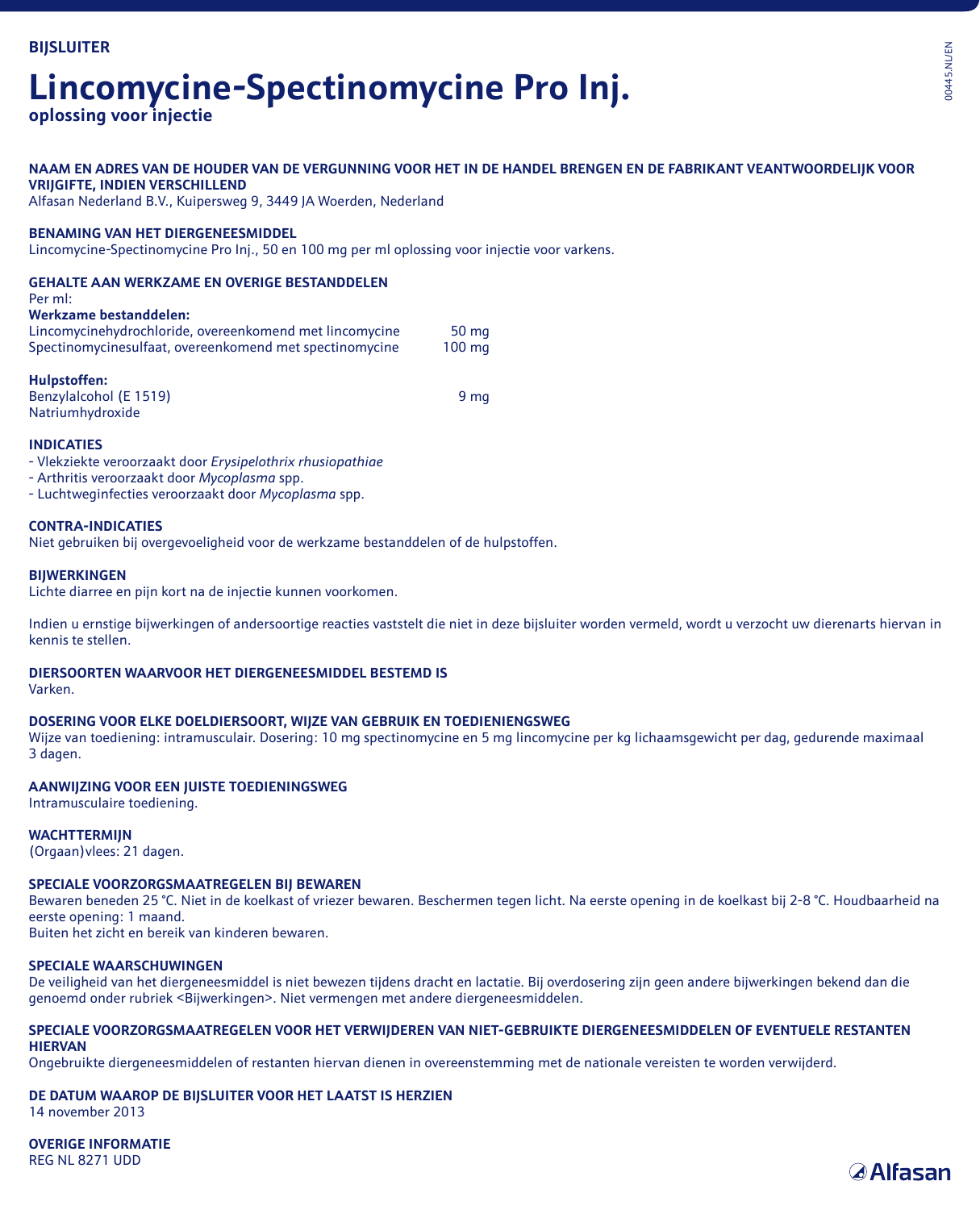**BIJSLUITER**

# Lincomycine-Spectinomycine Pro Inj.

**oplossing voor injectie**

## NAAM EN ADRES VAN DE HOUDER VAN DE VERGUNNING VOOR HET IN DE HANDEL BRENGEN EN DE FABRIKANT VEANTWOORDELIJK VOOR VRIJGIFTE, INDIEN VERSCHILLEND

Alfasan Nederland B.V., Kuipersweg 9, 3449 JA Woerden, Nederland

## BENAMING VAN HET DIERGENEESMIDDEL

Lincomycine-Spectinomycine Pro Inj., 50 en 100 mg per ml oplossing voor injectie voor varkens.

## GEHALTE AAN WERKZAME EN OVERIGE BESTANDDELEN

Per ml:

**Werkzame bestanddelen:**

| | |
|---|---|
| Lincomycinehydrochloride, overeenkomend met lincomycine | 50 mg |
| Spectinomycinesulfaat, overeenkomend met spectinomycine | 100 mg |

**Hulpstoffen:**

| | |
|---|---|
| Benzylalcohol (E 1519) | 9 mg |
| Natriumhydroxide | |

## INDICATIES

- Vlekziekte veroorzaakt door *Erysipelothrix rhusiopathiae*
- Arthritis veroorzaakt door *Mycoplasma* spp.
- Luchtweginfecties veroorzaakt door *Mycoplasma* spp.

## CONTRA-INDICATIES

Niet gebruiken bij overgevoeligheid voor de werkzame bestanddelen of de hulpstoffen.

## BIJWERKINGEN

Lichte diarree en pijn kort na de injectie kunnen voorkomen.

Indien u ernstige bijwerkingen of andersoortige reacties vaststelt die niet in deze bijsluiter worden vermeld, wordt u verzocht uw dierenarts hiervan in kennis te stellen.

## DIERSOORTEN WAARVOOR HET DIERGENEESMIDDEL BESTEMD IS

Varken.

## DOSERING VOOR ELKE DOELDIERSOORT, WIJZE VAN GEBRUIK EN TOEDIENIENGSWEG

Wijze van toediening: intramusculair. Dosering: 10 mg spectinomycine en 5 mg lincomycine per kg lichaamsgewicht per dag, gedurende maximaal 3 dagen.

## AANWIJZING VOOR EEN JUISTE TOEDIENINGSWEG

Intramusculaire toediening.

## WACHTTERMIJN

(Orgaan)vlees: 21 dagen.

## SPECIALE VOORZORGSMAATREGELEN BIJ BEWAREN

Bewaren beneden 25 °C. Niet in de koelkast of vriezer bewaren. Beschermen tegen licht. Na eerste opening in de koelkast bij 2-8 °C. Houdbaarheid na eerste opening: 1 maand.
Buiten het zicht en bereik van kinderen bewaren.

## SPECIALE WAARSCHUWINGEN

De veiligheid van het diergeneesmiddel is niet bewezen tijdens dracht en lactatie. Bij overdosering zijn geen andere bijwerkingen bekend dan die genoemd onder rubriek <Bijwerkingen>. Niet vermengen met andere diergeneesmiddelen.

## SPECIALE VOORZORGSMAATREGELEN VOOR HET VERWIJDEREN VAN NIET-GEBRUIKTE DIERGENEESMIDDELEN OF EVENTUELE RESTANTEN HIERVAN

Ongebruikte diergeneesmiddelen of restanten hiervan dienen in overeenstemming met de nationale vereisten te worden verwijderd.

## DE DATUM WAAROP DE BIJSLUITER VOOR HET LAATST IS HERZIEN

14 november 2013

## OVERIGE INFORMATIE

REG NL 8271 UDD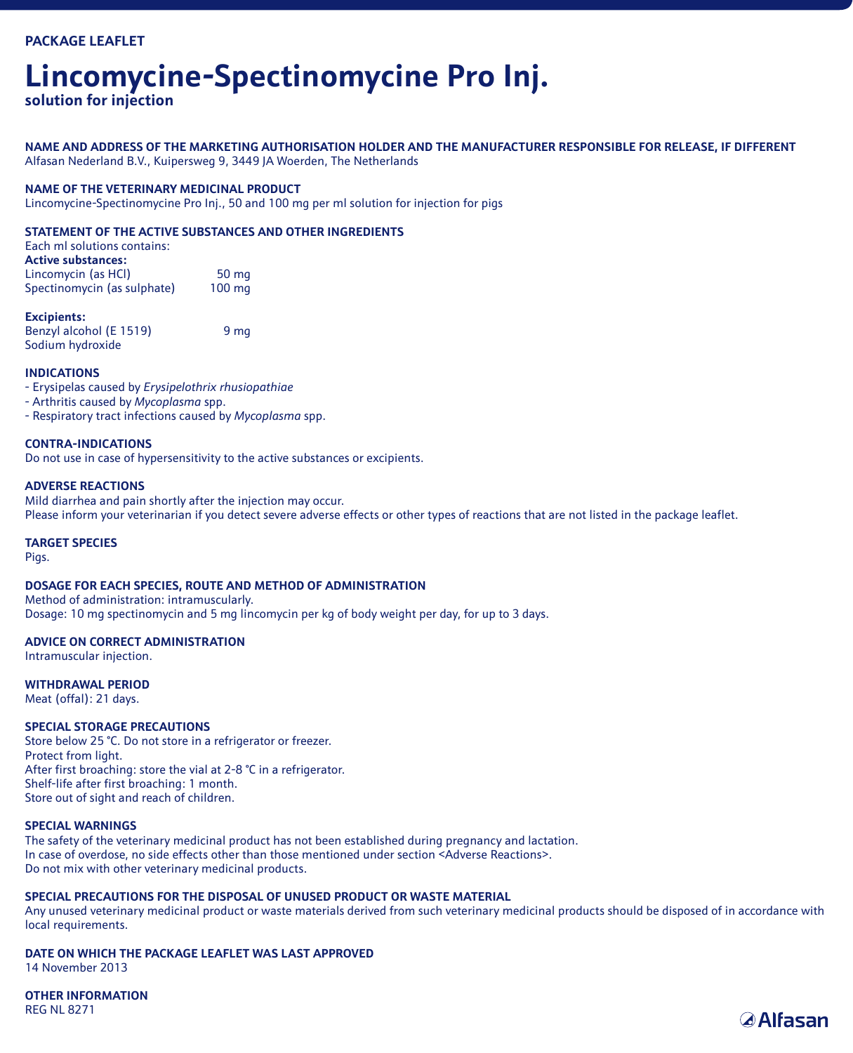PACKAGE LEAFLET

# Lincomycine-Spectinomycine Pro Inj.

**solution for injection**

## NAME AND ADDRESS OF THE MARKETING AUTHORISATION HOLDER AND THE MANUFACTURER RESPONSIBLE FOR RELEASE, IF DIFFERENT

Alfasan Nederland B.V., Kuipersweg 9, 3449 JA Woerden, The Netherlands

## NAME OF THE VETERINARY MEDICINAL PRODUCT

Lincomycine-Spectinomycine Pro Inj., 50 and 100 mg per ml solution for injection for pigs

## STATEMENT OF THE ACTIVE SUBSTANCES AND OTHER INGREDIENTS

Each ml solutions contains:

**Active substances:**

| | |
|---|---|
| Lincomycin (as HCl) | 50 mg |
| Spectinomycin (as sulphate) | 100 mg |

**Excipients:**

| | |
|---|---|
| Benzyl alcohol (E 1519) | 9 mg |
| Sodium hydroxide | |

## INDICATIONS

- Erysipelas caused by *Erysipelothrix rhusiopathiae*
- Arthritis caused by *Mycoplasma* spp.
- Respiratory tract infections caused by *Mycoplasma* spp.

## CONTRA-INDICATIONS

Do not use in case of hypersensitivity to the active substances or excipients.

## ADVERSE REACTIONS

Mild diarrhea and pain shortly after the injection may occur.
Please inform your veterinarian if you detect severe adverse effects or other types of reactions that are not listed in the package leaflet.

## TARGET SPECIES

Pigs.

## DOSAGE FOR EACH SPECIES, ROUTE AND METHOD OF ADMINISTRATION

Method of administration: intramuscularly.
Dosage: 10 mg spectinomycin and 5 mg lincomycin per kg of body weight per day, for up to 3 days.

## ADVICE ON CORRECT ADMINISTRATION

Intramuscular injection.

## WITHDRAWAL PERIOD

Meat (offal): 21 days.

## SPECIAL STORAGE PRECAUTIONS

Store below 25 °C. Do not store in a refrigerator or freezer.
Protect from light.
After first broaching: store the vial at 2-8 °C in a refrigerator.
Shelf-life after first broaching: 1 month.
Store out of sight and reach of children.

## SPECIAL WARNINGS

The safety of the veterinary medicinal product has not been established during pregnancy and lactation.
In case of overdose, no side effects other than those mentioned under section <Adverse Reactions>.
Do not mix with other veterinary medicinal products.

## SPECIAL PRECAUTIONS FOR THE DISPOSAL OF UNUSED PRODUCT OR WASTE MATERIAL

Any unused veterinary medicinal product or waste materials derived from such veterinary medicinal products should be disposed of in accordance with local requirements.

## DATE ON WHICH THE PACKAGE LEAFLET WAS LAST APPROVED

14 November 2013

## OTHER INFORMATION

REG NL 8271

Alfasan